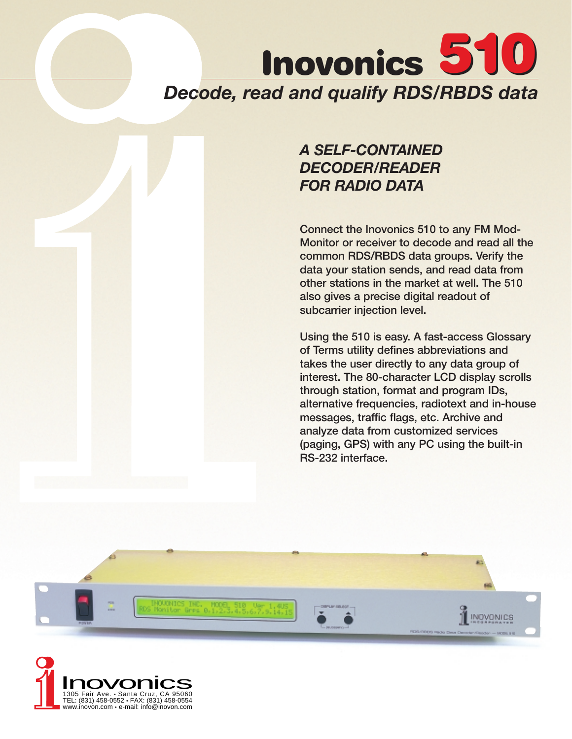# Inovonics 510

## *Decode, read and qualify RDS/RBDS data*

### *A SELF-CONTAINED DECODER/READER FOR RADIO DATA*

Connect the Inovonics 510 to any FM Mod-Monitor or receiver to decode and read all the common RDS/RBDS data groups. Verify the data your station sends, and read data from other stations in the market at well. The 510 also gives a precise digital readout of subcarrier injection level.

Using the 510 is easy. A fast-access Glossary of Terms utility defines abbreviations and takes the user directly to any data group of interest. The 80-character LCD display scrolls through station, format and program IDs, alternative frequencies, radiotext and in-house messages, traffic flags, etc. Archive and analyze data from customized services (paging, GPS) with any PC using the built-in RS-232 interface.

Inovonics
1305 Fair Ave. • Santa Cruz, CA 95060
TEL: (831) 458-0552 • FAX: (831) 458-0554
www.inovon.com • e-mail: info@inovon.com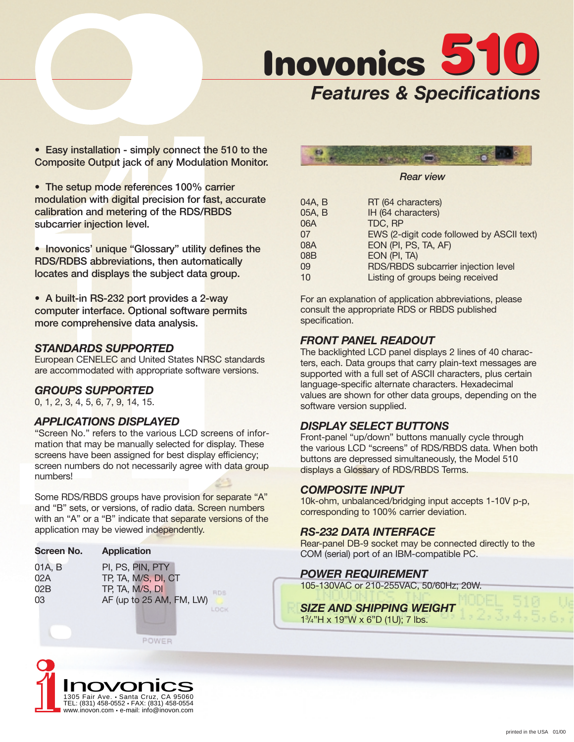# Inovonics 510

## Features & Specifications

- Easy installation - simply connect the 510 to the Composite Output jack of any Modulation Monitor.
- The setup mode references 100% carrier modulation with digital precision for fast, accurate calibration and metering of the RDS/RBDS subcarrier injection level.
- Inovonics' unique "Glossary" utility defines the RDS/RDBS abbreviations, then automatically locates and displays the subject data group.
- A built-in RS-232 port provides a 2-way computer interface. Optional software permits more comprehensive data analysis.

### STANDARDS SUPPORTED

European CENELEC and United States NRSC standards are accommodated with appropriate software versions.

### GROUPS SUPPORTED

0, 1, 2, 3, 4, 5, 6, 7, 9, 14, 15.

### APPLICATIONS DISPLAYED

"Screen No." refers to the various LCD screens of information that may be manually selected for display. These screens have been assigned for best display efficiency; screen numbers do not necessarily agree with data group numbers!

Some RDS/RBDS groups have provision for separate "A" and "B" sets, or versions, of radio data. Screen numbers with an "A" or a "B" indicate that separate versions of the application may be viewed independently.

| Screen No. | Application |
|---|---|
| 01A, B | PI, PS, PIN, PTY |
| 02A | TP, TA, M/S, DI, CT |
| 02B | TP, TA, M/S, DI |
| 03 | AF (up to 25 AM, FM, LW) |
| 04A, B | RT (64 characters) |
| 05A, B | IH (64 characters) |
| 06A | TDC, RP |
| 07 | EWS (2-digit code followed by ASCII text) |
| 08A | EON (PI, PS, TA, AF) |
| 08B | EON (PI, TA) |
| 09 | RDS/RBDS subcarrier injection level |
| 10 | Listing of groups being received |

*Rear view*

For an explanation of application abbreviations, please consult the appropriate RDS or RBDS published specification.

### FRONT PANEL READOUT

The backlighted LCD panel displays 2 lines of 40 characters, each. Data groups that carry plain-text messages are supported with a full set of ASCII characters, plus certain language-specific alternate characters. Hexadecimal values are shown for other data groups, depending on the software version supplied.

### DISPLAY SELECT BUTTONS

Front-panel "up/down" buttons manually cycle through the various LCD "screens" of RDS/RBDS data. When both buttons are depressed simultaneously, the Model 510 displays a Glossary of RDS/RBDS Terms.

### COMPOSITE INPUT

10k-ohm, unbalanced/bridging input accepts 1-10V p-p, corresponding to 100% carrier deviation.

### RS-232 DATA INTERFACE

Rear-panel DB-9 socket may be connected directly to the COM (serial) port of an IBM-compatible PC.

### POWER REQUIREMENT

105-130VAC or 210-255VAC, 50/60Hz; 20W.

### SIZE AND SHIPPING WEIGHT

1¾"H x 19"W x 6"D (1U); 7 lbs.

Inovonics
1305 Fair Ave. • Santa Cruz, CA 95060
TEL: (831) 458-0552 • FAX: (831) 458-0554
www.inovon.com • e-mail: info@inovon.com

printed in the USA 01/00